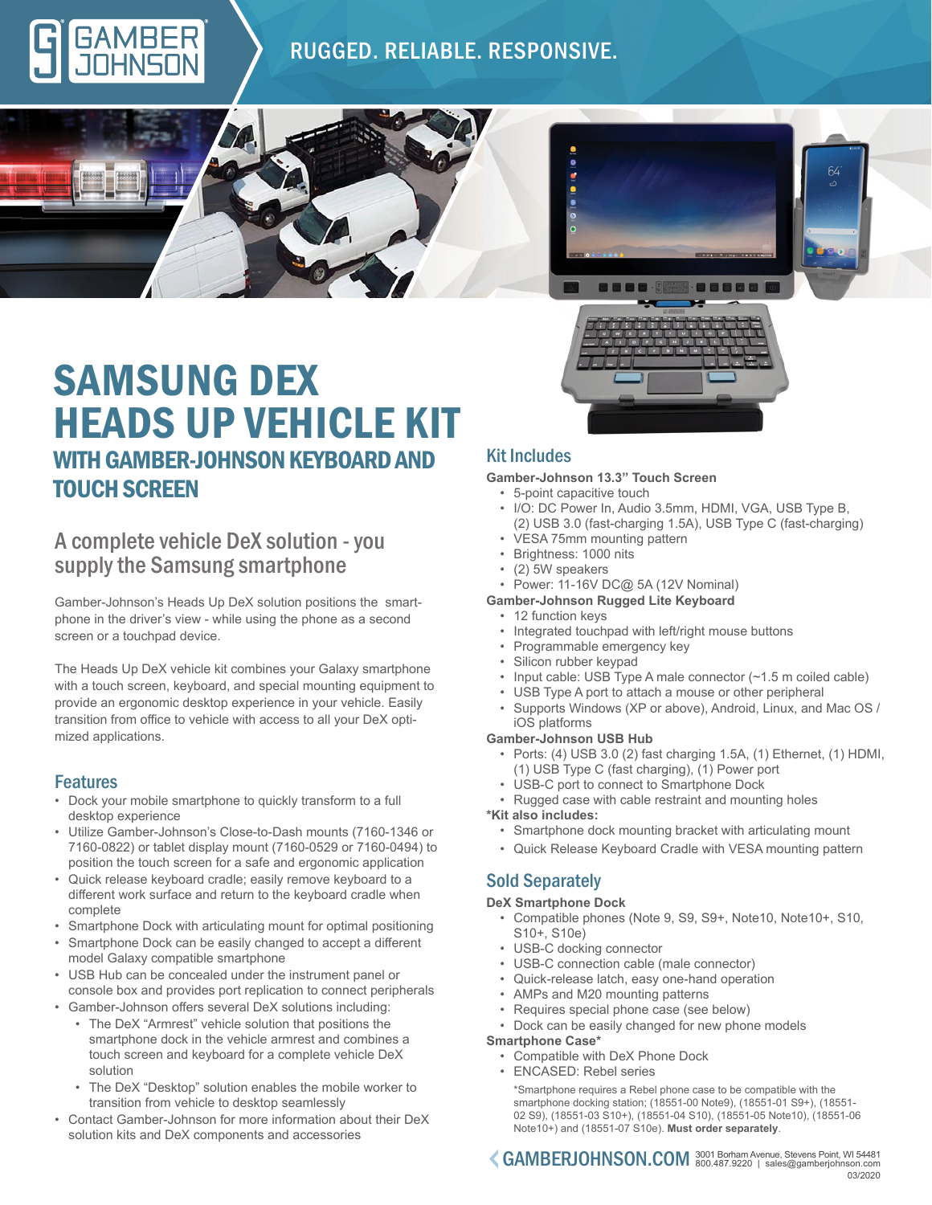RUGGED. RELIABLE. RESPONSIVE.

# SAMSUNG DEX HEADS UP VEHICLE KIT

## WITH GAMBER-JOHNSON KEYBOARD AND TOUCH SCREEN

### A complete vehicle DeX solution - you supply the Samsung smartphone

Gamber-Johnson's Heads Up DeX solution positions the smart-phone in the driver's view - while using the phone as a second screen or a touchpad device.

The Heads Up DeX vehicle kit combines your Galaxy smartphone with a touch screen, keyboard, and special mounting equipment to provide an ergonomic desktop experience in your vehicle. Easily transition from office to vehicle with access to all your DeX optimized applications.

### Features

- Dock your mobile smartphone to quickly transform to a full desktop experience
- Utilize Gamber-Johnson's Close-to-Dash mounts (7160-1346 or 7160-0822) or tablet display mount (7160-0529 or 7160-0494) to position the touch screen for a safe and ergonomic application
- Quick release keyboard cradle; easily remove keyboard to a different work surface and return to the keyboard cradle when complete
- Smartphone Dock with articulating mount for optimal positioning
- Smartphone Dock can be easily changed to accept a different model Galaxy compatible smartphone
- USB Hub can be concealed under the instrument panel or console box and provides port replication to connect peripherals
- Gamber-Johnson offers several DeX solutions including:
  - The DeX "Armrest" vehicle solution that positions the smartphone dock in the vehicle armrest and combines a touch screen and keyboard for a complete vehicle DeX solution
  - The DeX "Desktop" solution enables the mobile worker to transition from vehicle to desktop seamlessly
- Contact Gamber-Johnson for more information about their DeX solution kits and DeX components and accessories

### Kit Includes

**Gamber-Johnson 13.3" Touch Screen**

- 5-point capacitive touch
- I/O: DC Power In, Audio 3.5mm, HDMI, VGA, USB Type B, (2) USB 3.0 (fast-charging 1.5A), USB Type C (fast-charging)
- VESA 75mm mounting pattern
- Brightness: 1000 nits
- (2) 5W speakers
- Power: 11-16V DC@ 5A (12V Nominal)

**Gamber-Johnson Rugged Lite Keyboard**

- 12 function keys
- Integrated touchpad with left/right mouse buttons
- Programmable emergency key
- Silicon rubber keypad
- Input cable: USB Type A male connector (~1.5 m coiled cable)
- USB Type A port to attach a mouse or other peripheral
- Supports Windows (XP or above), Android, Linux, and Mac OS / iOS platforms

**Gamber-Johnson USB Hub**

- Ports: (4) USB 3.0 (2) fast charging 1.5A, (1) Ethernet, (1) HDMI, (1) USB Type C (fast charging), (1) Power port
- USB-C port to connect to Smartphone Dock
- Rugged case with cable restraint and mounting holes

**\*Kit also includes:**

- Smartphone dock mounting bracket with articulating mount
- Quick Release Keyboard Cradle with VESA mounting pattern

### Sold Separately

**DeX Smartphone Dock**

- Compatible phones (Note 9, S9, S9+, Note10, Note10+, S10, S10+, S10e)
- USB-C docking connector
- USB-C connection cable (male connector)
- Quick-release latch, easy one-hand operation
- AMPs and M20 mounting patterns
- Requires special phone case (see below)
- Dock can be easily changed for new phone models

**Smartphone Case\***

- Compatible with DeX Phone Dock
- ENCASED: Rebel series

\*Smartphone requires a Rebel phone case to be compatible with the smartphone docking station; (18551-00 Note9), (18551-01 S9+), (18551-02 S9), (18551-03 S10+), (18551-04 S10), (18551-05 Note10), (18551-06 Note10+) and (18551-07 S10e). **Must order separately**.

GAMBERJOHNSON.COM 3001 Borham Avenue, Stevens Point, WI 54481 800.487.9220 | sales@gamberjohnson.com

03/2020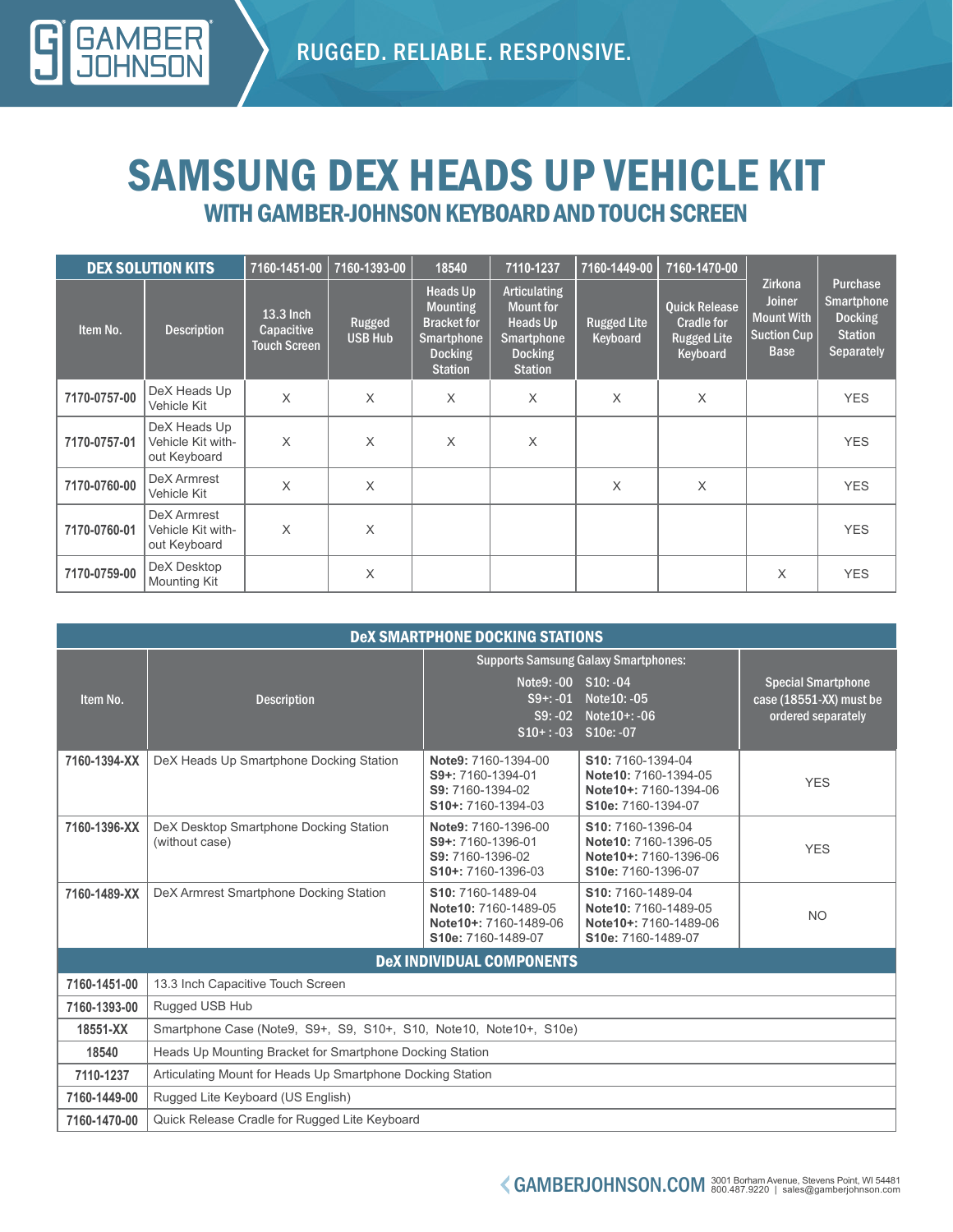# SAMSUNG DEX HEADS UP VEHICLE KIT

## WITH GAMBER-JOHNSON KEYBOARD AND TOUCH SCREEN

| DEX SOLUTION KITS | | 7160-1451-00 | 7160-1393-00 | 18540 | 7110-1237 | 7160-1449-00 | 7160-1470-00 | | |
|---|---|---|---|---|---|---|---|---|---|
| Item No. | Description | 13.3 Inch Capacitive Touch Screen | Rugged USB Hub | Heads Up Mounting Bracket for Smartphone Docking Station | Articulating Mount for Heads Up Smartphone Docking Station | Rugged Lite Keyboard | Quick Release Cradle for Rugged Lite Keyboard | Zirkona Joiner Mount With Suction Cup Base | Purchase Smartphone Docking Station Separately |
| 7170-0757-00 | DeX Heads Up Vehicle Kit | X | X | X | X | X | X | | YES |
| 7170-0757-01 | DeX Heads Up Vehicle Kit without Keyboard | X | X | X | X | | | | YES |
| 7170-0760-00 | DeX Armrest Vehicle Kit | X | X | | | X | X | | YES |
| 7170-0760-01 | DeX Armrest Vehicle Kit without Keyboard | X | X | | | | | | YES |
| 7170-0759-00 | DeX Desktop Mounting Kit | | X | | | | | X | YES |

| DeX SMARTPHONE DOCKING STATIONS | | | | |
|---|---|---|---|---|
| Item No. | Description | Supports Samsung Galaxy Smartphones: Note9: -00, S9+: -01, S9: -02, S10+: -03 | S10: -04, Note10: -05, Note10+: -06, S10e: -07 | Special Smartphone case (18551-XX) must be ordered separately |
| 7160-1394-XX | DeX Heads Up Smartphone Docking Station | **Note9:** 7160-1394-00<br>**S9+:** 7160-1394-01<br>**S9:** 7160-1394-02<br>**S10+:** 7160-1394-03 | **S10:** 7160-1394-04<br>**Note10:** 7160-1394-05<br>**Note10+:** 7160-1394-06<br>**S10e:** 7160-1394-07 | YES |
| 7160-1396-XX | DeX Desktop Smartphone Docking Station (without case) | **Note9:** 7160-1396-00<br>**S9+:** 7160-1396-01<br>**S9:** 7160-1396-02<br>**S10+:** 7160-1396-03 | **S10:** 7160-1396-04<br>**Note10:** 7160-1396-05<br>**Note10+:** 7160-1396-06<br>**S10e:** 7160-1396-07 | YES |
| 7160-1489-XX | DeX Armrest Smartphone Docking Station | **S10:** 7160-1489-04<br>**Note10:** 7160-1489-05<br>**Note10+:** 7160-1489-06<br>**S10e:** 7160-1489-07 | **S10:** 7160-1489-04<br>**Note10:** 7160-1489-05<br>**Note10+:** 7160-1489-06<br>**S10e:** 7160-1489-07 | NO |

| DeX INDIVIDUAL COMPONENTS | |
|---|---|
| 7160-1451-00 | 13.3 Inch Capacitive Touch Screen |
| 7160-1393-00 | Rugged USB Hub |
| 18551-XX | Smartphone Case (Note9, S9+, S9, S10+, S10, Note10, Note10+, S10e) |
| 18540 | Heads Up Mounting Bracket for Smartphone Docking Station |
| 7110-1237 | Articulating Mount for Heads Up Smartphone Docking Station |
| 7160-1449-00 | Rugged Lite Keyboard (US English) |
| 7160-1470-00 | Quick Release Cradle for Rugged Lite Keyboard |